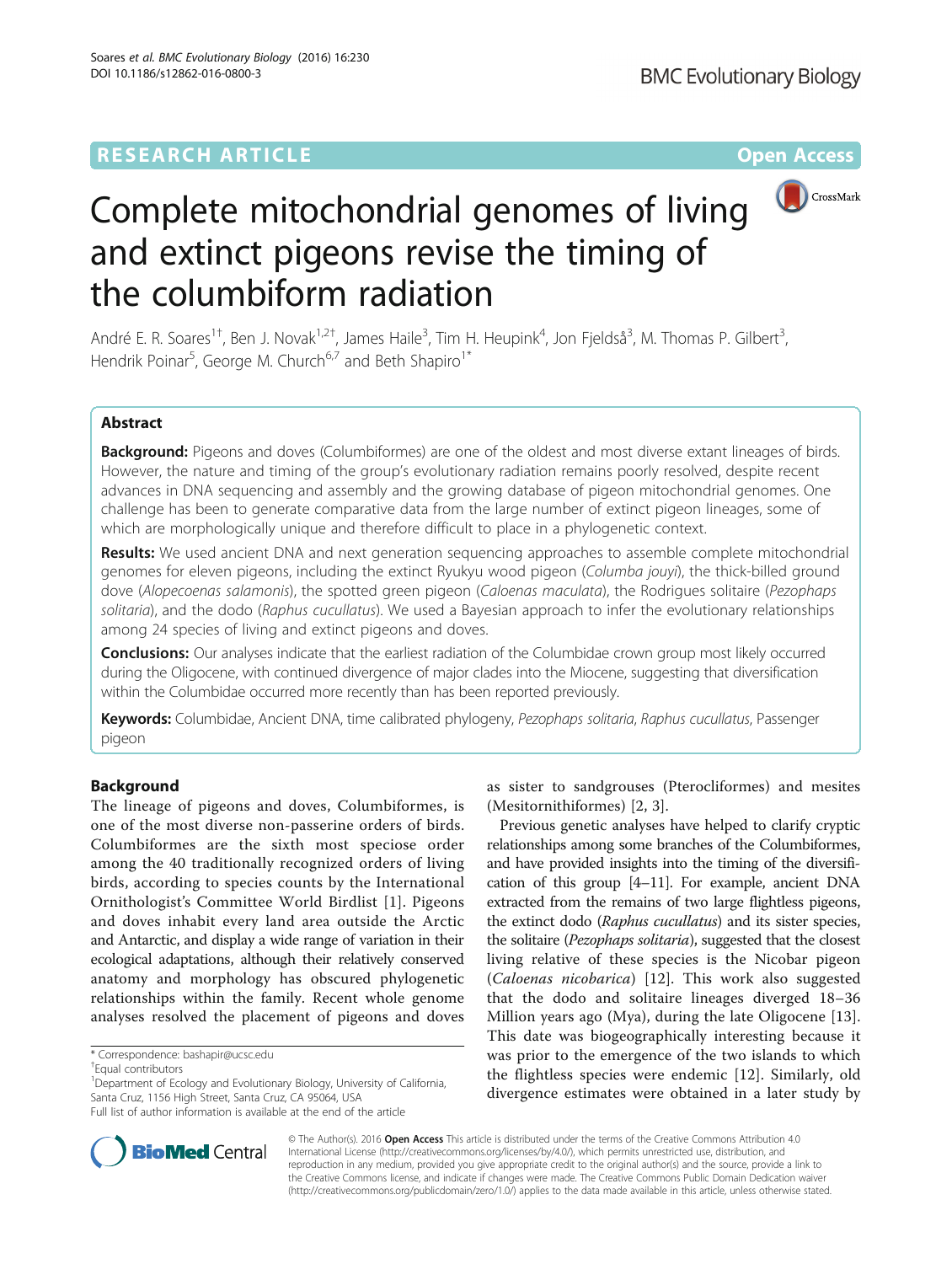RESEARCH ARTICLE

Open Access

# Complete mitochondrial genomes of living and extinct pigeons revise the timing of the columbiform radiation

André E. R. Soares[1†], Ben J. Novak[1,2†], James Haile[3], Tim H. Heupink[4], Jon Fjeldså[3], M. Thomas P. Gilbert[3], Hendrik Poinar[5], George M. Church[6,7] and Beth Shapiro[1*]

## Abstract

**Background:** Pigeons and doves (Columbiformes) are one of the oldest and most diverse extant lineages of birds. However, the nature and timing of the group's evolutionary radiation remains poorly resolved, despite recent advances in DNA sequencing and assembly and the growing database of pigeon mitochondrial genomes. One challenge has been to generate comparative data from the large number of extinct pigeon lineages, some of which are morphologically unique and therefore difficult to place in a phylogenetic context.

**Results:** We used ancient DNA and next generation sequencing approaches to assemble complete mitochondrial genomes for eleven pigeons, including the extinct Ryukyu wood pigeon (*Columba jouyi*), the thick-billed ground dove (*Alopecoenas salamonis*), the spotted green pigeon (*Caloenas maculata*), the Rodrigues solitaire (*Pezophaps solitaria*), and the dodo (*Raphus cucullatus*). We used a Bayesian approach to infer the evolutionary relationships among 24 species of living and extinct pigeons and doves.

**Conclusions:** Our analyses indicate that the earliest radiation of the Columbidae crown group most likely occurred during the Oligocene, with continued divergence of major clades into the Miocene, suggesting that diversification within the Columbidae occurred more recently than has been reported previously.

**Keywords:** Columbidae, Ancient DNA, time calibrated phylogeny, *Pezophaps solitaria*, *Raphus cucullatus*, Passenger pigeon

## Background

The lineage of pigeons and doves, Columbiformes, is one of the most diverse non-passerine orders of birds. Columbiformes are the sixth most speciose order among the 40 traditionally recognized orders of living birds, according to species counts by the International Ornithologist's Committee World Birdlist [1]. Pigeons and doves inhabit every land area outside the Arctic and Antarctic, and display a wide range of variation in their ecological adaptations, although their relatively conserved anatomy and morphology has obscured phylogenetic relationships within the family. Recent whole genome analyses resolved the placement of pigeons and doves as sister to sandgrouses (Pterocliformes) and mesites (Mesitornithiformes) [2, 3].

Previous genetic analyses have helped to clarify cryptic relationships among some branches of the Columbiformes, and have provided insights into the timing of the diversification of this group [4–11]. For example, ancient DNA extracted from the remains of two large flightless pigeons, the extinct dodo (*Raphus cucullatus*) and its sister species, the solitaire (*Pezophaps solitaria*), suggested that the closest living relative of these species is the Nicobar pigeon (*Caloenas nicobarica*) [12]. This work also suggested that the dodo and solitaire lineages diverged 18–36 Million years ago (Mya), during the late Oligocene [13]. This date was biogeographically interesting because it was prior to the emergence of the two islands to which the flightless species were endemic [12]. Similarly, old divergence estimates were obtained in a later study by

\* Correspondence: bashapir@ucsc.edu

†Equal contributors

[1]Department of Ecology and Evolutionary Biology, University of California, Santa Cruz, 1156 High Street, Santa Cruz, CA 95064, USA

Full list of author information is available at the end of the article

© The Author(s). 2016 **Open Access** This article is distributed under the terms of the Creative Commons Attribution 4.0 International License (http://creativecommons.org/licenses/by/4.0/), which permits unrestricted use, distribution, and reproduction in any medium, provided you give appropriate credit to the original author(s) and the source, provide a link to the Creative Commons license, and indicate if changes were made. The Creative Commons Public Domain Dedication waiver (http://creativecommons.org/publicdomain/zero/1.0/) applies to the data made available in this article, unless otherwise stated.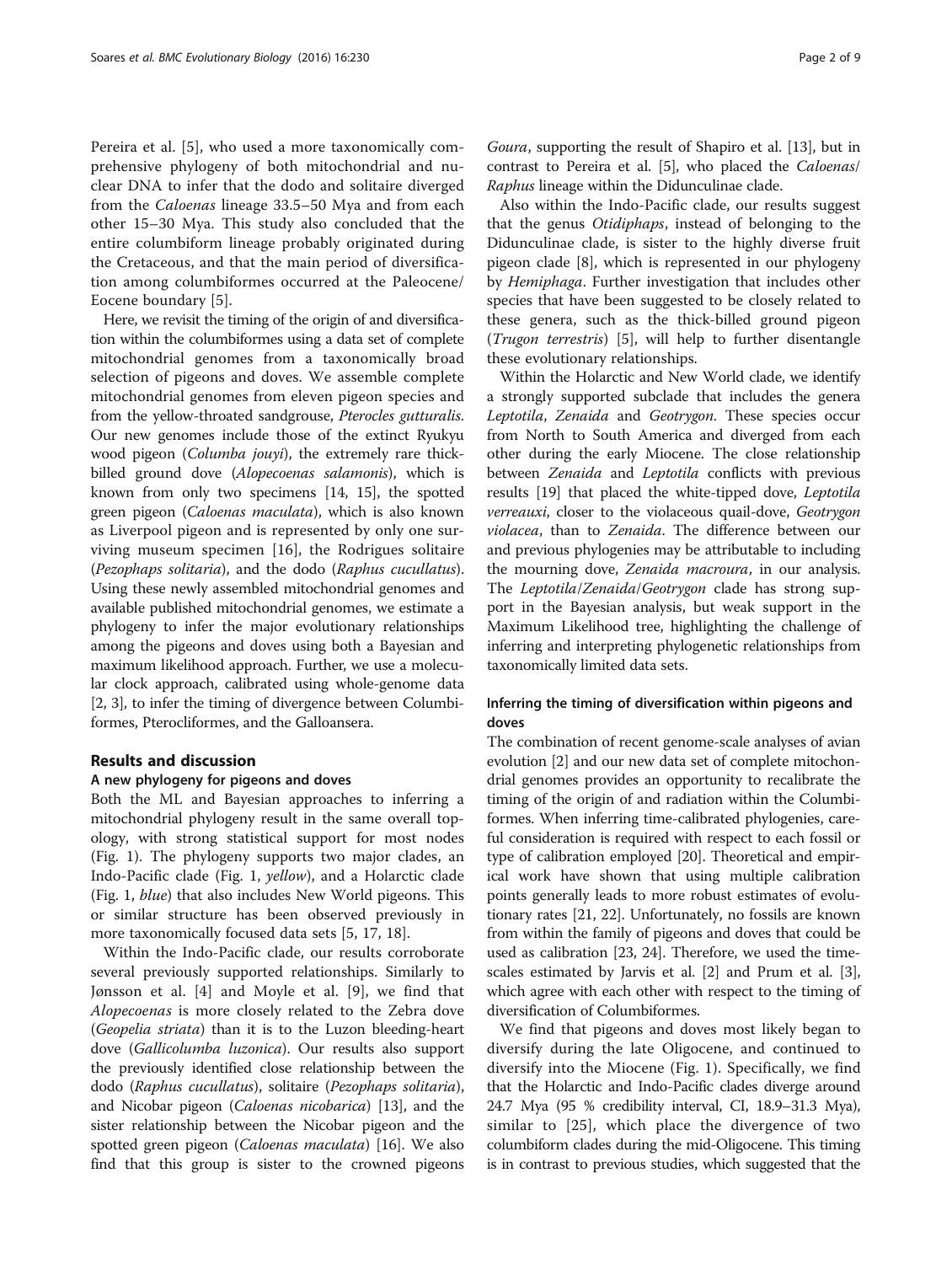Pereira et al. [5], who used a more taxonomically comprehensive phylogeny of both mitochondrial and nuclear DNA to infer that the dodo and solitaire diverged from the *Caloenas* lineage 33.5–50 Mya and from each other 15–30 Mya. This study also concluded that the entire columbiform lineage probably originated during the Cretaceous, and that the main period of diversification among columbiformes occurred at the Paleocene/Eocene boundary [5].

Here, we revisit the timing of the origin of and diversification within the columbiformes using a data set of complete mitochondrial genomes from a taxonomically broad selection of pigeons and doves. We assemble complete mitochondrial genomes from eleven pigeon species and from the yellow-throated sandgrouse, *Pterocles gutturalis*. Our new genomes include those of the extinct Ryukyu wood pigeon (*Columba jouyi*), the extremely rare thick-billed ground dove (*Alopecoenas salamonis*), which is known from only two specimens [14, 15], the spotted green pigeon (*Caloenas maculata*), which is also known as Liverpool pigeon and is represented by only one surviving museum specimen [16], the Rodrigues solitaire (*Pezophaps solitaria*), and the dodo (*Raphus cucullatus*). Using these newly assembled mitochondrial genomes and available published mitochondrial genomes, we estimate a phylogeny to infer the major evolutionary relationships among the pigeons and doves using both a Bayesian and maximum likelihood approach. Further, we use a molecular clock approach, calibrated using whole-genome data [2, 3], to infer the timing of divergence between Columbiformes, Pterocliformes, and the Galloansera.

## Results and discussion

### A new phylogeny for pigeons and doves

Both the ML and Bayesian approaches to inferring a mitochondrial phylogeny result in the same overall topology, with strong statistical support for most nodes (Fig. 1). The phylogeny supports two major clades, an Indo-Pacific clade (Fig. 1, *yellow*), and a Holarctic clade (Fig. 1, *blue*) that also includes New World pigeons. This or similar structure has been observed previously in more taxonomically focused data sets [5, 17, 18].

Within the Indo-Pacific clade, our results corroborate several previously supported relationships. Similarly to Jønsson et al. [4] and Moyle et al. [9], we find that *Alopecoenas* is more closely related to the Zebra dove (*Geopelia striata*) than it is to the Luzon bleeding-heart dove (*Gallicolumba luzonica*). Our results also support the previously identified close relationship between the dodo (*Raphus cucullatus*), solitaire (*Pezophaps solitaria*), and Nicobar pigeon (*Caloenas nicobarica*) [13], and the sister relationship between the Nicobar pigeon and the spotted green pigeon (*Caloenas maculata*) [16]. We also find that this group is sister to the crowned pigeons *Goura*, supporting the result of Shapiro et al. [13], but in contrast to Pereira et al. [5], who placed the *Caloenas*/*Raphus* lineage within the Didunculinae clade.

Also within the Indo-Pacific clade, our results suggest that the genus *Otidiphaps*, instead of belonging to the Didunculinae clade, is sister to the highly diverse fruit pigeon clade [8], which is represented in our phylogeny by *Hemiphaga*. Further investigation that includes other species that have been suggested to be closely related to these genera, such as the thick-billed ground pigeon (*Trugon terrestris*) [5], will help to further disentangle these evolutionary relationships.

Within the Holarctic and New World clade, we identify a strongly supported subclade that includes the genera *Leptotila*, *Zenaida* and *Geotrygon*. These species occur from North to South America and diverged from each other during the early Miocene. The close relationship between *Zenaida* and *Leptotila* conflicts with previous results [19] that placed the white-tipped dove, *Leptotila verreauxi*, closer to the violaceous quail-dove, *Geotrygon violacea*, than to *Zenaida*. The difference between our and previous phylogenies may be attributable to including the mourning dove, *Zenaida macroura*, in our analysis. The *Leptotila*/*Zenaida*/*Geotrygon* clade has strong support in the Bayesian analysis, but weak support in the Maximum Likelihood tree, highlighting the challenge of inferring and interpreting phylogenetic relationships from taxonomically limited data sets.

### Inferring the timing of diversification within pigeons and doves

The combination of recent genome-scale analyses of avian evolution [2] and our new data set of complete mitochondrial genomes provides an opportunity to recalibrate the timing of the origin of and radiation within the Columbiformes. When inferring time-calibrated phylogenies, careful consideration is required with respect to each fossil or type of calibration employed [20]. Theoretical and empirical work have shown that using multiple calibration points generally leads to more robust estimates of evolutionary rates [21, 22]. Unfortunately, no fossils are known from within the family of pigeons and doves that could be used as calibration [23, 24]. Therefore, we used the timescales estimated by Jarvis et al. [2] and Prum et al. [3], which agree with each other with respect to the timing of diversification of Columbiformes.

We find that pigeons and doves most likely began to diversify during the late Oligocene, and continued to diversify into the Miocene (Fig. 1). Specifically, we find that the Holarctic and Indo-Pacific clades diverge around 24.7 Mya (95 % credibility interval, CI, 18.9–31.3 Mya), similar to [25], which place the divergence of two columbiform clades during the mid-Oligocene. This timing is in contrast to previous studies, which suggested that the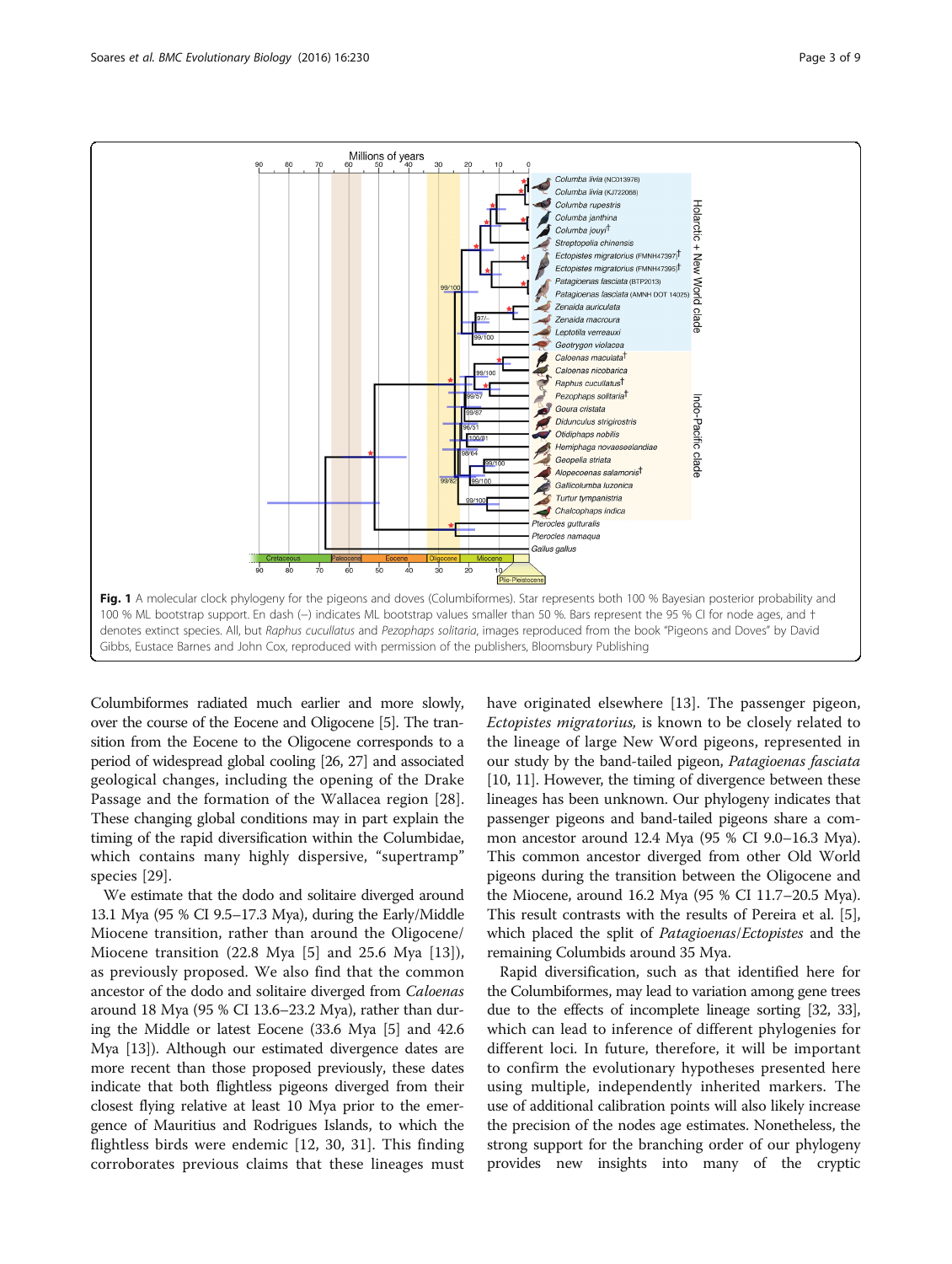**Fig. 1** A molecular clock phylogeny for the pigeons and doves (Columbiformes). Star represents both 100 % Bayesian posterior probability and 100 % ML bootstrap support. En dash (–) indicates ML bootstrap values smaller than 50 %. Bars represent the 95 % CI for node ages, and † denotes extinct species. All, but *Raphus cucullatus* and *Pezophaps solitaria*, images reproduced from the book "Pigeons and Doves" by David Gibbs, Eustace Barnes and John Cox, reproduced with permission of the publishers, Bloomsbury Publishing

Columbiformes radiated much earlier and more slowly, over the course of the Eocene and Oligocene [5]. The transition from the Eocene to the Oligocene corresponds to a period of widespread global cooling [26, 27] and associated geological changes, including the opening of the Drake Passage and the formation of the Wallacea region [28]. These changing global conditions may in part explain the timing of the rapid diversification within the Columbidae, which contains many highly dispersive, "supertramp" species [29].

We estimate that the dodo and solitaire diverged around 13.1 Mya (95 % CI 9.5–17.3 Mya), during the Early/Middle Miocene transition, rather than around the Oligocene/Miocene transition (22.8 Mya [5] and 25.6 Mya [13]), as previously proposed. We also find that the common ancestor of the dodo and solitaire diverged from *Caloenas* around 18 Mya (95 % CI 13.6–23.2 Mya), rather than during the Middle or latest Eocene (33.6 Mya [5] and 42.6 Mya [13]). Although our estimated divergence dates are more recent than those proposed previously, these dates indicate that both flightless pigeons diverged from their closest flying relative at least 10 Mya prior to the emergence of Mauritius and Rodrigues Islands, to which the flightless birds were endemic [12, 30, 31]. This finding corroborates previous claims that these lineages must have originated elsewhere [13]. The passenger pigeon, *Ectopistes migratorius,* is known to be closely related to the lineage of large New Word pigeons, represented in our study by the band-tailed pigeon, *Patagioenas fasciata* [10, 11]. However, the timing of divergence between these lineages has been unknown. Our phylogeny indicates that passenger pigeons and band-tailed pigeons share a common ancestor around 12.4 Mya (95 % CI 9.0–16.3 Mya). This common ancestor diverged from other Old World pigeons during the transition between the Oligocene and the Miocene, around 16.2 Mya (95 % CI 11.7–20.5 Mya). This result contrasts with the results of Pereira et al. [5], which placed the split of *Patagioenas*/*Ectopistes* and the remaining Columbids around 35 Mya.

Rapid diversification, such as that identified here for the Columbiformes, may lead to variation among gene trees due to the effects of incomplete lineage sorting [32, 33], which can lead to inference of different phylogenies for different loci. In future, therefore, it will be important to confirm the evolutionary hypotheses presented here using multiple, independently inherited markers. The use of additional calibration points will also likely increase the precision of the nodes age estimates. Nonetheless, the strong support for the branching order of our phylogeny provides new insights into many of the cryptic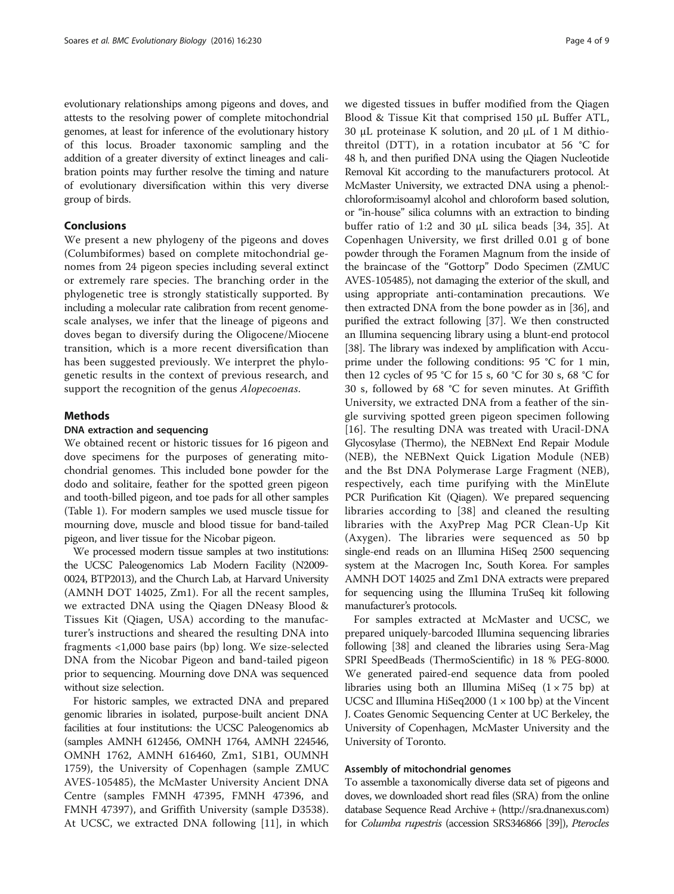evolutionary relationships among pigeons and doves, and attests to the resolving power of complete mitochondrial genomes, at least for inference of the evolutionary history of this locus. Broader taxonomic sampling and the addition of a greater diversity of extinct lineages and calibration points may further resolve the timing and nature of evolutionary diversification within this very diverse group of birds.

## Conclusions

We present a new phylogeny of the pigeons and doves (Columbiformes) based on complete mitochondrial genomes from 24 pigeon species including several extinct or extremely rare species. The branching order in the phylogenetic tree is strongly statistically supported. By including a molecular rate calibration from recent genome-scale analyses, we infer that the lineage of pigeons and doves began to diversify during the Oligocene/Miocene transition, which is a more recent diversification than has been suggested previously. We interpret the phylogenetic results in the context of previous research, and support the recognition of the genus *Alopecoenas*.

## Methods

### DNA extraction and sequencing

We obtained recent or historic tissues for 16 pigeon and dove specimens for the purposes of generating mitochondrial genomes. This included bone powder for the dodo and solitaire, feather for the spotted green pigeon and tooth-billed pigeon, and toe pads for all other samples (Table 1). For modern samples we used muscle tissue for mourning dove, muscle and blood tissue for band-tailed pigeon, and liver tissue for the Nicobar pigeon.

We processed modern tissue samples at two institutions: the UCSC Paleogenomics Lab Modern Facility (N2009-0024, BTP2013), and the Church Lab, at Harvard University (AMNH DOT 14025, Zm1). For all the recent samples, we extracted DNA using the Qiagen DNeasy Blood & Tissues Kit (Qiagen, USA) according to the manufacturer's instructions and sheared the resulting DNA into fragments <1,000 base pairs (bp) long. We size-selected DNA from the Nicobar Pigeon and band-tailed pigeon prior to sequencing. Mourning dove DNA was sequenced without size selection.

For historic samples, we extracted DNA and prepared genomic libraries in isolated, purpose-built ancient DNA facilities at four institutions: the UCSC Paleogenomics ab (samples AMNH 612456, OMNH 1764, AMNH 224546, OMNH 1762, AMNH 616460, Zm1, S1B1, OUMNH 1759), the University of Copenhagen (sample ZMUC AVES-105485), the McMaster University Ancient DNA Centre (samples FMNH 47395, FMNH 47396, and FMNH 47397), and Griffith University (sample D3538). At UCSC, we extracted DNA following [11], in which we digested tissues in buffer modified from the Qiagen Blood & Tissue Kit that comprised 150 μL Buffer ATL, 30 μL proteinase K solution, and 20 μL of 1 M dithiothreitol (DTT), in a rotation incubator at 56 °C for 48 h, and then purified DNA using the Qiagen Nucleotide Removal Kit according to the manufacturers protocol. At McMaster University, we extracted DNA using a phenol:-chloroform:isoamyl alcohol and chloroform based solution, or "in-house" silica columns with an extraction to binding buffer ratio of 1:2 and 30 μL silica beads [34, 35]. At Copenhagen University, we first drilled 0.01 g of bone powder through the Foramen Magnum from the inside of the braincase of the "Gottorp" Dodo Specimen (ZMUC AVES-105485), not damaging the exterior of the skull, and using appropriate anti-contamination precautions. We then extracted DNA from the bone powder as in [36], and purified the extract following [37]. We then constructed an Illumina sequencing library using a blunt-end protocol [38]. The library was indexed by amplification with Accuprime under the following conditions: 95 °C for 1 min, then 12 cycles of 95 °C for 15 s, 60 °C for 30 s, 68 °C for 30 s, followed by 68 °C for seven minutes. At Griffith University, we extracted DNA from a feather of the single surviving spotted green pigeon specimen following [16]. The resulting DNA was treated with Uracil-DNA Glycosylase (Thermo), the NEBNext End Repair Module (NEB), the NEBNext Quick Ligation Module (NEB) and the Bst DNA Polymerase Large Fragment (NEB), respectively, each time purifying with the MinElute PCR Purification Kit (Qiagen). We prepared sequencing libraries according to [38] and cleaned the resulting libraries with the AxyPrep Mag PCR Clean-Up Kit (Axygen). The libraries were sequenced as 50 bp single-end reads on an Illumina HiSeq 2500 sequencing system at the Macrogen Inc, South Korea. For samples AMNH DOT 14025 and Zm1 DNA extracts were prepared for sequencing using the Illumina TruSeq kit following manufacturer's protocols.

For samples extracted at McMaster and UCSC, we prepared uniquely-barcoded Illumina sequencing libraries following [38] and cleaned the libraries using Sera-Mag SPRI SpeedBeads (ThermoScientific) in 18 % PEG-8000. We generated paired-end sequence data from pooled libraries using both an Illumina MiSeq (1 × 75 bp) at UCSC and Illumina HiSeq2000 (1 × 100 bp) at the Vincent J. Coates Genomic Sequencing Center at UC Berkeley, the University of Copenhagen, McMaster University and the University of Toronto.

### Assembly of mitochondrial genomes

To assemble a taxonomically diverse data set of pigeons and doves, we downloaded short read files (SRA) from the online database Sequence Read Archive + (http://sra.dnanexus.com) for *Columba rupestris* (accession SRS346866 [39]), *Pterocles*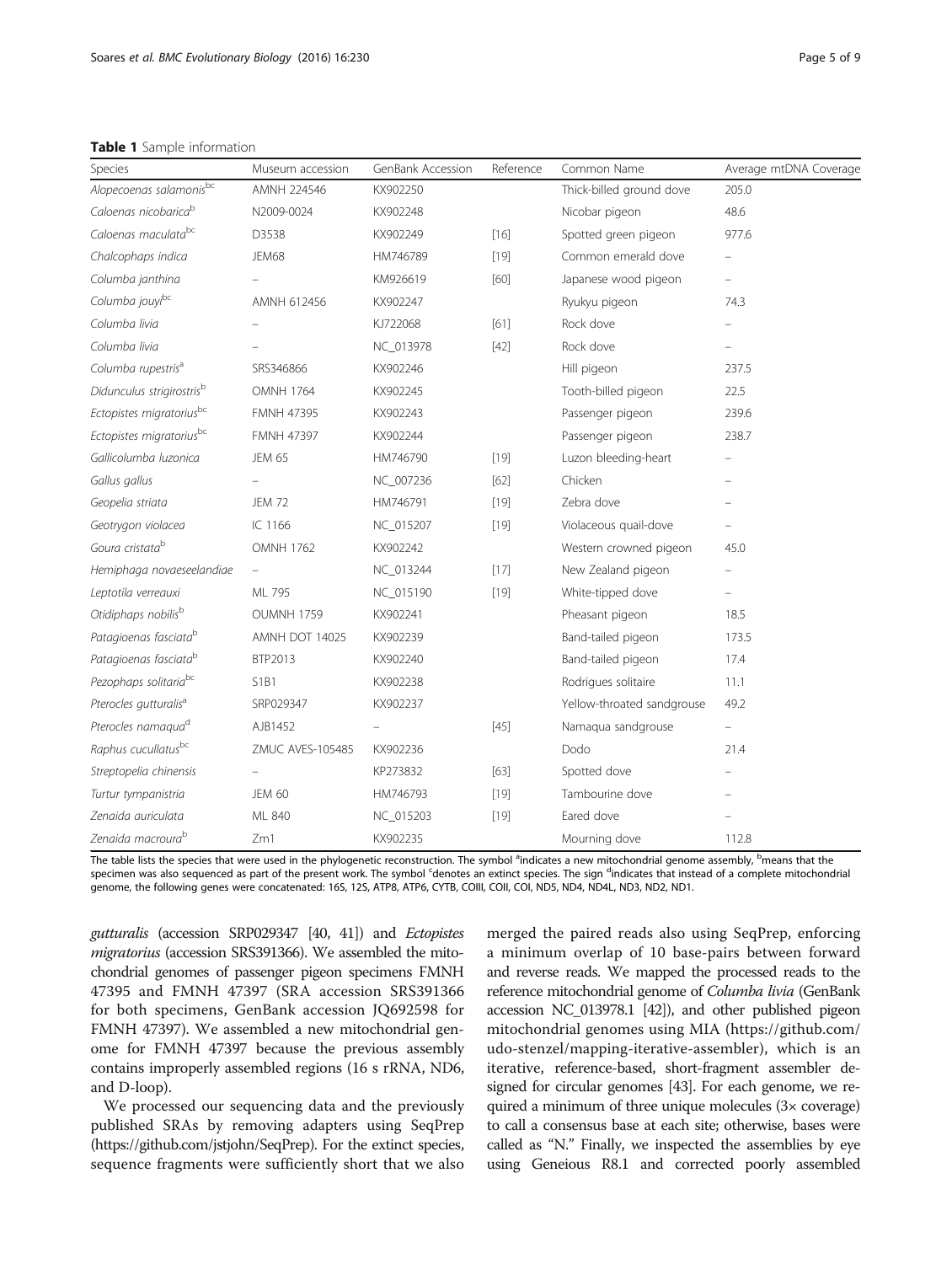**Table 1** Sample information

| Species | Museum accession | GenBank Accession | Reference | Common Name | Average mtDNA Coverage |
|---|---|---|---|---|---|
| *Alopecoenas salamonis*[bc] | AMNH 224546 | KX902250 | | Thick-billed ground dove | 205.0 |
| *Caloenas nicobarica*[b] | N2009-0024 | KX902248 | | Nicobar pigeon | 48.6 |
| *Caloenas maculata*[bc] | D3538 | KX902249 | [16] | Spotted green pigeon | 977.6 |
| *Chalcophaps indica* | JEM68 | HM746789 | [19] | Common emerald dove | – |
| *Columba janthina* | – | KM926619 | [60] | Japanese wood pigeon | – |
| *Columba jouyi*[bc] | AMNH 612456 | KX902247 | | Ryukyu pigeon | 74.3 |
| *Columba livia* | – | KJ722068 | [61] | Rock dove | – |
| *Columba livia* | – | NC_013978 | [42] | Rock dove | – |
| *Columba rupestris*[a] | SRS346866 | KX902246 | | Hill pigeon | 237.5 |
| *Didunculus strigirostris*[b] | OMNH 1764 | KX902245 | | Tooth-billed pigeon | 22.5 |
| *Ectopistes migratorius*[bc] | FMNH 47395 | KX902243 | | Passenger pigeon | 239.6 |
| *Ectopistes migratorius*[bc] | FMNH 47397 | KX902244 | | Passenger pigeon | 238.7 |
| *Gallicolumba luzonica* | JEM 65 | HM746790 | [19] | Luzon bleeding-heart | – |
| *Gallus gallus* | – | NC_007236 | [62] | Chicken | – |
| *Geopelia striata* | JEM 72 | HM746791 | [19] | Zebra dove | – |
| *Geotrygon violacea* | IC 1166 | NC_015207 | [19] | Violaceous quail-dove | – |
| *Goura cristata*[b] | OMNH 1762 | KX902242 | | Western crowned pigeon | 45.0 |
| *Hemiphaga novaeseelandiae* | – | NC_013244 | [17] | New Zealand pigeon | – |
| *Leptotila verreauxi* | ML 795 | NC_015190 | [19] | White-tipped dove | – |
| *Otidiphaps nobilis*[b] | OUMNH 1759 | KX902241 | | Pheasant pigeon | 18.5 |
| *Patagioenas fasciata*[b] | AMNH DOT 14025 | KX902239 | | Band-tailed pigeon | 173.5 |
| *Patagioenas fasciata*[b] | BTP2013 | KX902240 | | Band-tailed pigeon | 17.4 |
| *Pezophaps solitaria*[bc] | S1B1 | KX902238 | | Rodrigues solitaire | 11.1 |
| *Pterocles gutturalis*[a] | SRP029347 | KX902237 | | Yellow-throated sandgrouse | 49.2 |
| *Pterocles namaqua*[d] | AJB1452 | – | [45] | Namaqua sandgrouse | – |
| *Raphus cucullatus*[bc] | ZMUC AVES-105485 | KX902236 | | Dodo | 21.4 |
| *Streptopelia chinensis* | – | KP273832 | [63] | Spotted dove | – |
| *Turtur tympanistria* | JEM 60 | HM746793 | [19] | Tambourine dove | – |
| *Zenaida auriculata* | ML 840 | NC_015203 | [19] | Eared dove | – |
| *Zenaida macroura*[b] | Zm1 | KX902235 | | Mourning dove | 112.8 |

The table lists the species that were used in the phylogenetic reconstruction. The symbol [a]indicates a new mitochondrial genome assembly, [b]means that the specimen was also sequenced as part of the present work. The symbol [c]denotes an extinct species. The sign [d]indicates that instead of a complete mitochondrial genome, the following genes were concatenated: 16S, 12S, ATP8, ATP6, CYTB, COIII, COII, COI, ND5, ND4, ND4L, ND3, ND2, ND1.

*gutturalis* (accession SRP029347 [40, 41]) and *Ectopistes migratorius* (accession SRS391366). We assembled the mitochondrial genomes of passenger pigeon specimens FMNH 47395 and FMNH 47397 (SRA accession SRS391366 for both specimens, GenBank accession JQ692598 for FMNH 47397). We assembled a new mitochondrial genome for FMNH 47397 because the previous assembly contains improperly assembled regions (16 s rRNA, ND6, and D-loop).

We processed our sequencing data and the previously published SRAs by removing adapters using SeqPrep (https://github.com/jstjohn/SeqPrep). For the extinct species, sequence fragments were sufficiently short that we also merged the paired reads also using SeqPrep, enforcing a minimum overlap of 10 base-pairs between forward and reverse reads. We mapped the processed reads to the reference mitochondrial genome of *Columba livia* (GenBank accession NC_013978.1 [42]), and other published pigeon mitochondrial genomes using MIA (https://github.com/udo-stenzel/mapping-iterative-assembler), which is an iterative, reference-based, short-fragment assembler designed for circular genomes [43]. For each genome, we required a minimum of three unique molecules (3× coverage) to call a consensus base at each site; otherwise, bases were called as "N." Finally, we inspected the assemblies by eye using Geneious R8.1 and corrected poorly assembled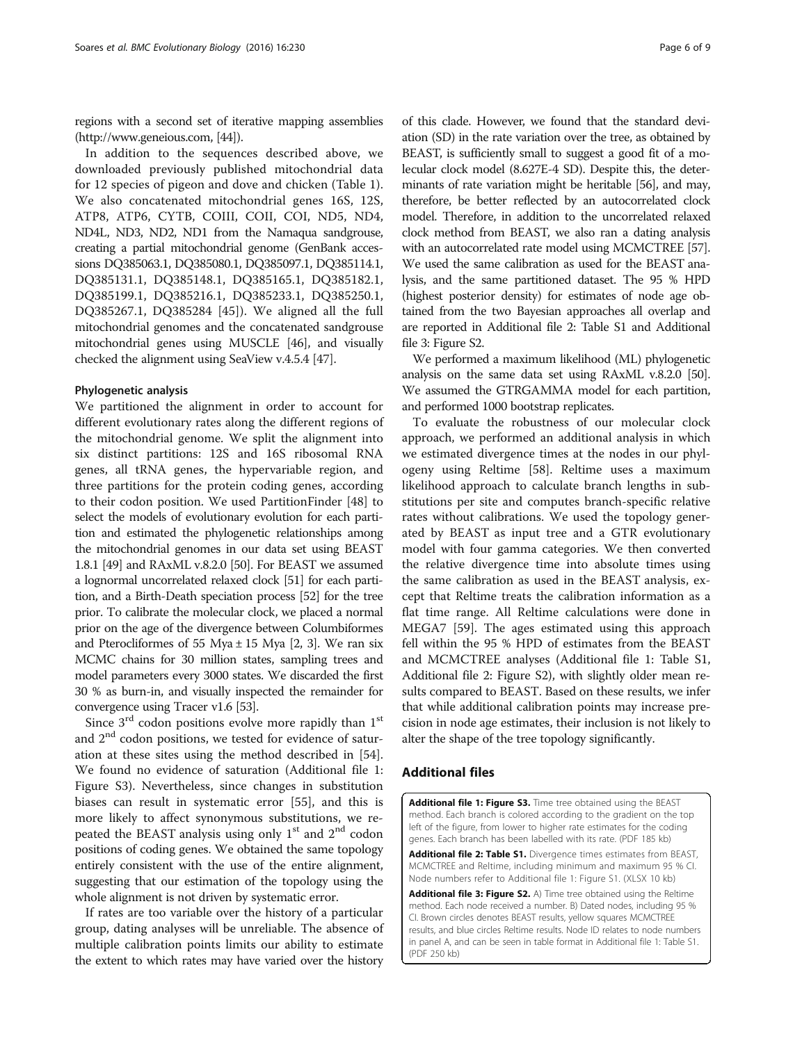regions with a second set of iterative mapping assemblies (http://www.geneious.com, [44]).

In addition to the sequences described above, we downloaded previously published mitochondrial data for 12 species of pigeon and dove and chicken (Table 1). We also concatenated mitochondrial genes 16S, 12S, ATP8, ATP6, CYTB, COIII, COII, COI, ND5, ND4, ND4L, ND3, ND2, ND1 from the Namaqua sandgrouse, creating a partial mitochondrial genome (GenBank accessions DQ385063.1, DQ385080.1, DQ385097.1, DQ385114.1, DQ385131.1, DQ385148.1, DQ385165.1, DQ385182.1, DQ385199.1, DQ385216.1, DQ385233.1, DQ385250.1, DQ385267.1, DQ385284 [45]). We aligned all the full mitochondrial genomes and the concatenated sandgrouse mitochondrial genes using MUSCLE [46], and visually checked the alignment using SeaView v.4.5.4 [47].

### Phylogenetic analysis

We partitioned the alignment in order to account for different evolutionary rates along the different regions of the mitochondrial genome. We split the alignment into six distinct partitions: 12S and 16S ribosomal RNA genes, all tRNA genes, the hypervariable region, and three partitions for the protein coding genes, according to their codon position. We used PartitionFinder [48] to select the models of evolutionary evolution for each partition and estimated the phylogenetic relationships among the mitochondrial genomes in our data set using BEAST 1.8.1 [49] and RAxML v.8.2.0 [50]. For BEAST we assumed a lognormal uncorrelated relaxed clock [51] for each partition, and a Birth-Death speciation process [52] for the tree prior. To calibrate the molecular clock, we placed a normal prior on the age of the divergence between Columbiformes and Pterocliformes of 55 Mya ± 15 Mya [2, 3]. We ran six MCMC chains for 30 million states, sampling trees and model parameters every 3000 states. We discarded the first 30 % as burn-in, and visually inspected the remainder for convergence using Tracer v1.6 [53].

Since 3rd codon positions evolve more rapidly than 1st and 2nd codon positions, we tested for evidence of saturation at these sites using the method described in [54]. We found no evidence of saturation (Additional file 1: Figure S3). Nevertheless, since changes in substitution biases can result in systematic error [55], and this is more likely to affect synonymous substitutions, we repeated the BEAST analysis using only 1st and 2nd codon positions of coding genes. We obtained the same topology entirely consistent with the use of the entire alignment, suggesting that our estimation of the topology using the whole alignment is not driven by systematic error.

If rates are too variable over the history of a particular group, dating analyses will be unreliable. The absence of multiple calibration points limits our ability to estimate the extent to which rates may have varied over the history of this clade. However, we found that the standard deviation (SD) in the rate variation over the tree, as obtained by BEAST, is sufficiently small to suggest a good fit of a molecular clock model (8.627E-4 SD). Despite this, the determinants of rate variation might be heritable [56], and may, therefore, be better reflected by an autocorrelated clock model. Therefore, in addition to the uncorrelated relaxed clock method from BEAST, we also ran a dating analysis with an autocorrelated rate model using MCMCTREE [57]. We used the same calibration as used for the BEAST analysis, and the same partitioned dataset. The 95 % HPD (highest posterior density) for estimates of node age obtained from the two Bayesian approaches all overlap and are reported in Additional file 2: Table S1 and Additional file 3: Figure S2.

We performed a maximum likelihood (ML) phylogenetic analysis on the same data set using RAxML v.8.2.0 [50]. We assumed the GTRGAMMA model for each partition, and performed 1000 bootstrap replicates.

To evaluate the robustness of our molecular clock approach, we performed an additional analysis in which we estimated divergence times at the nodes in our phylogeny using Reltime [58]. Reltime uses a maximum likelihood approach to calculate branch lengths in substitutions per site and computes branch-specific relative rates without calibrations. We used the topology generated by BEAST as input tree and a GTR evolutionary model with four gamma categories. We then converted the relative divergence time into absolute times using the same calibration as used in the BEAST analysis, except that Reltime treats the calibration information as a flat time range. All Reltime calculations were done in MEGA7 [59]. The ages estimated using this approach fell within the 95 % HPD of estimates from the BEAST and MCMCTREE analyses (Additional file 1: Table S1, Additional file 2: Figure S2), with slightly older mean results compared to BEAST. Based on these results, we infer that while additional calibration points may increase precision in node age estimates, their inclusion is not likely to alter the shape of the tree topology significantly.

## Additional files

**Additional file 1: Figure S3.** Time tree obtained using the BEAST method. Each branch is colored according to the gradient on the top left of the figure, from lower to higher rate estimates for the coding genes. Each branch has been labelled with its rate. (PDF 185 kb)

**Additional file 2: Table S1.** Divergence times estimates from BEAST, MCMCTREE and Reltime, including minimum and maximum 95 % CI. Node numbers refer to Additional file 1: Figure S1. (XLSX 10 kb)

**Additional file 3: Figure S2.** A) Time tree obtained using the Reltime method. Each node received a number. B) Dated nodes, including 95 % CI. Brown circles denotes BEAST results, yellow squares MCMCTREE results, and blue circles Reltime results. Node ID relates to node numbers in panel A, and can be seen in table format in Additional file 1: Table S1. (PDF 250 kb)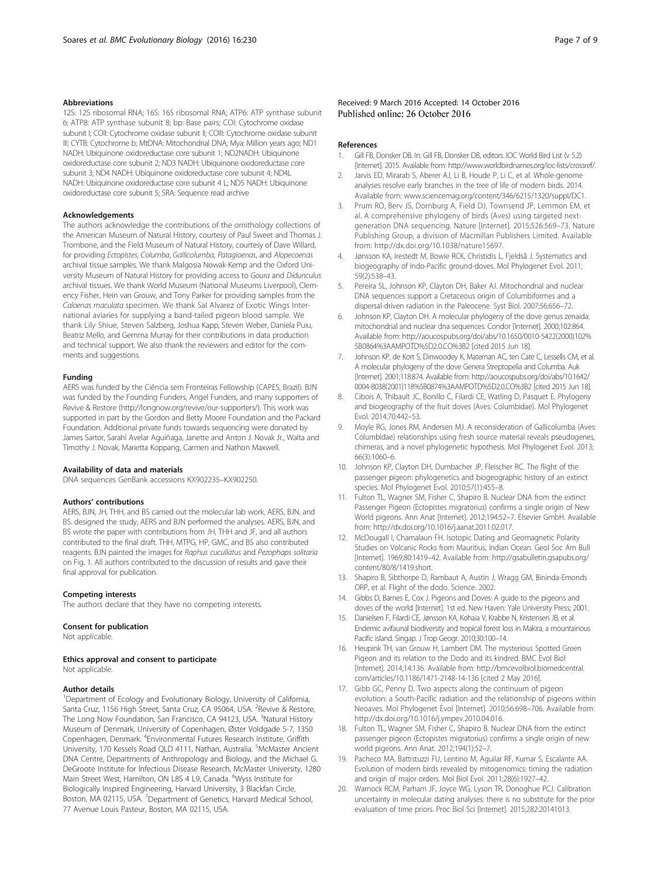### Abbreviations

12S: 12S ribosomal RNA; 16S: 16S ribosomal RNA; ATP6: ATP synthase subunit 6; ATP8: ATP synthase subunit 8; bp: Base pairs; COI: Cytochrome oxidase subunit I; COII: Cytochrome oxidase subunit II; COIII: Cytochrome oxidase subunit III; CYTB: Cytochrome b; MtDNA: Mitochondrial DNA; Mya: Million years ago; ND1 NADH: Ubiquinone oxidoreductase core subunit 1; ND2NADH: Ubiquinone oxidoreductase core subunit 2; ND3 NADH: Ubiquinone oxidoreductase core subunit 3; ND4 NADH: Ubiquinone oxidoreductase core subunit 4; ND4L NADH: Ubiquinone oxidoreductase core subunit 4 L; ND5 NADH: Ubiquinone oxidoreductase core subunit 5; SRA: Sequence read archive

### Acknowledgements

The authors acknowledge the contributions of the ornithology collections of the American Museum of Natural History, courtesy of Paul Sweet and Thomas J. Trombone, and the Field Museum of Natural History, courtesy of Dave Willard, for providing *Ectopistes*, *Columba*, *Gallicolumba*, *Patagioenas*, and *Alopecoenas* archival tissue samples. We thank Malgosia Nowak-Kemp and the Oxford University Museum of Natural History for providing access to *Goura* and *Didunculus* archival tissues. We thank World Museum (National Museums Liverpool), Clemency Fisher, Hein van Grouw, and Tony Parker for providing samples from the *Caloenas maculata* specimen. We thank Sal Alvarez of Exotic Wings International aviaries for supplying a band-tailed pigeon blood sample. We thank Lily Shiue, Steven Salzberg, Joshua Kapp, Steven Weber, Daniela Puiu, Beatriz Mello, and Gemma Murray for their contributions in data production and technical support. We also thank the reviewers and editor for the comments and suggestions.

### Funding

AERS was funded by the Ciência sem Fronteiras Fellowship (CAPES, Brazil). BJN was funded by the Founding Funders, Angel Funders, and many supporters of Revive & Restore (http://longnow.org/revive/our-supporters/). This work was supported in part by the Gordon and Betty Moore Foundation and the Packard Foundation. Additional private funds towards sequencing were donated by James Sartor, Sarahí Avelar Aguiñaga, Janette and Anton J. Novak Jr., Walta and Timothy J. Novak, Marietta Koppang, Carmen and Nathon Maxwell.

### Availability of data and materials

DNA sequences GenBank accessions KX902235–KX902250.

### Authors' contributions

AERS, BJN, JH, THH, and BS carried out the molecular lab work, AERS, BJN, and BS. designed the study, AERS and BJN performed the analyses. AERS, BJN, and BS wrote the paper with contributions from JH, THH and JF, and all authors contributed to the final draft. THH, MTPG, HP, GMC, and BS also contributed reagents. BJN painted the images for *Raphus cucullatus* and *Pezophaps solitaria* on Fig. 1. All authors contributed to the discussion of results and gave their final approval for publication.

### Competing interests

The authors declare that they have no competing interests.

### Consent for publication

Not applicable.

### Ethics approval and consent to participate

Not applicable.

### Author details

[1]Department of Ecology and Evolutionary Biology, University of California, Santa Cruz, 1156 High Street, Santa Cruz, CA 95064, USA. [2]Revive & Restore, The Long Now Foundation, San Francisco, CA 94123, USA. [3]Natural History Museum of Denmark, University of Copenhagen, Øster Voldgade 5-7, 1350 Copenhagen, Denmark. [4]Environmental Futures Research Institute, Griffith University, 170 Kessels Road QLD 4111, Nathan, Australia. [5]McMaster Ancient DNA Centre, Departments of Anthropology and Biology, and the Michael G. DeGroote Institute for Infectious Disease Research, McMaster University, 1280 Main Street West, Hamilton, ON L8S 4 L9, Canada. [6]Wyss Institute for Biologically Inspired Engineering, Harvard University, 3 Blackfan Circle, Boston, MA 02115, USA. [7]Department of Genetics, Harvard Medical School, 77 Avenue Louis Pasteur, Boston, MA 02115, USA.

Received: 9 March 2016 Accepted: 14 October 2016
Published online: 26 October 2016

### References

1. Gill FB, Donsker DB. In: Gill FB, Donsker DB, editors. IOC World Bird List (v 5.2) [Internet]. 2015. Available from: http://www.worldbirdnames.org/ioc-lists/crossref/.
2. Jarvis ED, Mirarab S, Aberer AJ, Li B, Houde P, Li C, et al. Whole-genome analyses resolve early branches in the tree of life of modern birds. 2014. Available from: www.sciencemag.org/content/346/6215/1320/suppl/DC1.
3. Prum RO, Berv JS, Dornburg A, Field DJ, Townsend JP, Lemmon EM, et al. A comprehensive phylogeny of birds (Aves) using targeted next-generation DNA sequencing. Nature [Internet]. 2015;526:569–73. Nature Publishing Group, a division of Macmillan Publishers Limited. Available from: http://dx.doi.org/10.1038/nature15697.
4. Jønsson KA, Irestedt M, Bowie RCK, Christidis L, Fjeldså J. Systematics and biogeography of Indo-Pacific ground-doves. Mol Phylogenet Evol. 2011; 59(2):538–43.
5. Pereira SL, Johnson KP, Clayton DH, Baker AJ. Mitochondrial and nuclear DNA sequences support a Cretaceous origin of Columbiformes and a dispersal-driven radiation in the Paleocene. Syst Biol. 2007;56:656–72.
6. Johnson KP, Clayton DH. A molecular phylogeny of the dove genus zenaida: mitochondrial and nuclear dna sequences. Condor [Internet]. 2000;102:864. Available from: http://aoucospubs.org/doi/abs/10.1650/0010-5422(2000)102%5B0864%3AAMPOTD%5D2.0.CO%3B2 [cited 2015 Jun 18].
7. Johnson KP, de Kort S, Dinwoodey K, Mateman AC, ten Cate C, Lessells CM, et al. A molecular phylogeny of the dove Genera Streptopelia and Columba. Auk [Internet]. 2001;118:874. Available from: http://aoucospubs.org/doi/abs/10.1642/0004-8038(2001)118%5B0874%3AAMPOTD%5D2.0.CO%3B2 [cited 2015 Jun 18].
8. Cibois A, Thibault JC, Bonillo C, Filardi CE, Watling D, Pasquet E. Phylogeny and biogeography of the fruit doves (Aves: Columbidae). Mol Phylogenet Evol. 2014;70:442–53.
9. Moyle RG, Jones RM, Andersen MJ. A reconsideration of Gallicolumba (Aves: Columbidae) relationships using fresh source material reveals pseudogenes, chimeras, and a novel phylogenetic hypothesis. Mol Phylogenet Evol. 2013; 66(3):1060–6.
10. Johnson KP, Clayton DH, Dumbacher JP, Fleischer RC. The flight of the passenger pigeon: phylogenetics and biogeographic history of an extinct species. Mol Phylogenet Evol. 2010;57(1):455–8.
11. Fulton TL, Wagner SM, Fisher C, Shapiro B. Nuclear DNA from the extinct Passenger Pigeon (Ectopistes migratorius) confirms a single origin of New World pigeons. Ann Anat [Internet]. 2012;194:52–7. Elsevier GmbH. Available from: http://dx.doi.org/10.1016/j.aanat.2011.02.017.
12. McDougall I, Chamalaun FH. Isotopic Dating and Geomagnetic Polarity Studies on Volcanic Rocks from Mauritius, Indian Ocean. Geol Soc Am Bull [Internet]. 1969;80:1419–42. Available from: http://gsabulletin.gsapubs.org/content/80/8/1419.short.
13. Shapiro B, Sibthorpe D, Rambaut A, Austin J, Wragg GM, Bininda-Emonds ORP, et al. Flight of the dodo. Science. 2002.
14. Gibbs D, Barnes E, Cox J. Pigeons and Doves: A guide to the pigeons and doves of the world [Internet]. 1st ed. New Haven: Yale University Press; 2001.
15. Danielsen F, Filardi CE, Jønsson KA, Kohaia V, Krabbe N, Kristensen JB, et al. Endemic avifaunal biodiversity and tropical forest loss in Makira, a mountainous Pacific island. Singap. J Trop Geogr. 2010;30:100–14.
16. Heupink TH, van Grouw H, Lambert DM. The mysterious Spotted Green Pigeon and its relation to the Dodo and its kindred. BMC Evol Biol [Internet]. 2014;14:136. Available from: http://bmcevolbiol.biomedcentral.com/articles/10.1186/1471-2148-14-136 [cited 2 May 2016].
17. Gibb GC, Penny D. Two aspects along the continuum of pigeon evolution: a South-Pacific radiation and the relationship of pigeons within Neoaves. Mol Phylogenet Evol [Internet]. 2010;56:698–706. Available from: http://dx.doi.org/10.1016/j.ympev.2010.04.016.
18. Fulton TL, Wagner SM, Fisher C, Shapiro B. Nuclear DNA from the extinct passenger pigeon (Ectopistes migratorius) confirms a single origin of new world pigeons. Ann Anat. 2012;194(1):52–7.
19. Pacheco MA, Battistuzzi FU, Lentino M, Aguilar RF, Kumar S, Escalante AA. Evolution of modern birds revealed by mitogenomics: timing the radiation and origin of major orders. Mol Biol Evol. 2011;28(6):1927–42.
20. Warnock RCM, Parham JF, Joyce WG, Lyson TR, Donoghue PCJ. Calibration uncertainty in molecular dating analyses: there is no substitute for the prior evaluation of time priors. Proc Biol Sci [Internet]. 2015;282:20141013.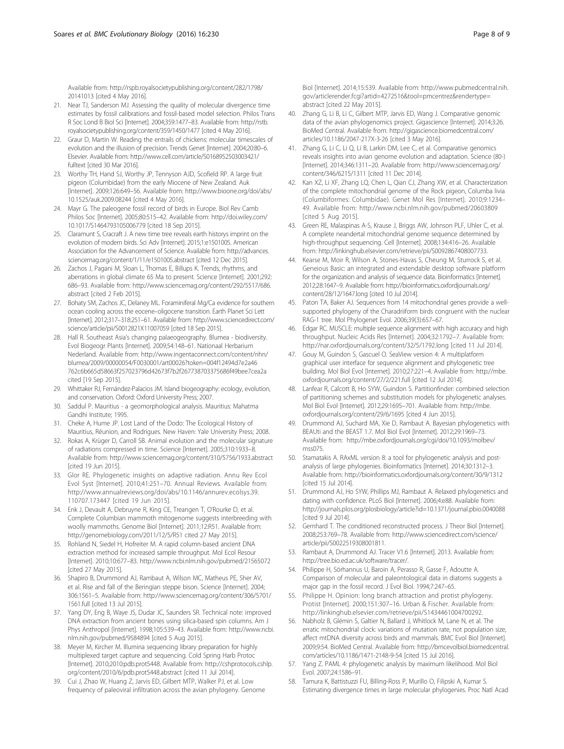Available from: http://rspb.royalsocietypublishing.org/content/282/1798/20141013 [cited 4 May 2016].

21. Near TJ, Sanderson MJ. Assessing the quality of molecular divergence time estimates by fossil calibrations and fossil-based model selection. Philos Trans R Soc Lond B Biol Sci [Internet]. 2004;359:1477–83. Available from: http://rstb.royalsocietypublishing.org/content/359/1450/1477 [cited 4 May 2016].
22. Graur D, Martin W. Reading the entrails of chickens: molecular timescales of evolution and the illusion of precision. Trends Genet [Internet]. 2004;20:80–6. Elsevier. Available from: http://www.cell.com/article/S0168952503003421/fulltext [cited 30 Mar 2016].
23. Worthy TH, Hand SJ, Worthy JP, Tennyson AJD, Scofield RP. A large fruit pigeon (Columbidae) from the early Miocene of New Zealand. Auk [Internet]. 2009;126:649–56. Available from: http://www.bioone.org/doi/abs/10.1525/auk.2009.08244 [cited 4 May 2016].
24. Mayr G. The paleogene fossil record of birds in Europe. Biol Rev Camb Philos Soc [Internet]. 2005;80:515–42. Available from: http://doi.wiley.com/10.1017/S1464793105006779 [cited 18 Sep 2015].
25. Claramunt S, Cracraft J. A new time tree reveals earth historys imprint on the evolution of modern birds. Sci Adv [Internet]. 2015;1:e1501005. American Association for the Advancement of Science. Available from: http://advances.sciencemag.org/content/1/11/e1501005.abstract [cited 12 Dec 2015].
26. Zachos J, Pagani M, Sloan L, Thomas E, Billups K. Trends, rhythms, and aberrations in global climate 65 Ma to present. Science [Internet]. 2001;292:686–93. Available from: http://www.sciencemag.org/content/292/5517/686.abstract [cited 2 Feb 2015].
27. Bohaty SM, Zachos JC, Delaney ML. Foraminiferal Mg/Ca evidence for southern ocean cooling across the eocene–oligocene transition. Earth Planet Sci Lett [Internet]. 2012;317–318:251–61. Available from: http://www.sciencedirect.com/science/article/pii/S0012821X11007059 [cited 18 Sep 2015].
28. Hall R. Southeast Asia's changing palaeogeography. Blumea - biodiversity. Evol Biogeogr Plants [Internet]. 2009;54:148–61. Nationaal Herbarium Nederland. Available from: http://www.ingentaconnect.com/content/nhn/blumea/2009/00000054/F0030001/art00026?token=004f12494d7e2a46762c6b665d58663f257023796d42673f7b2f267738703375686f49bee7cea2a cited [19 Sep 2015].
29. Whittaker RJ, Fernández-Palacios JM. Island biogeography: ecology, evolution, and conservation. Oxford: Oxford University Press; 2007.
30. Saddul P. Mauritius - a geomorphological analysis. Mauritius: Mahatma Gandhi Institute; 1995.
31. Cheke A, Hume JP. Lost Land of the Dodo: The Ecological History of Mauritius, Réunion, and Rodrigues. New Haven: Yale University Press; 2008.
32. Rokas A, Krüger D, Carroll SB. Animal evolution and the molecular signature of radiations compressed in time. Science [Internet]. 2005;310:1933–8. Available from: http://www.sciencemag.org/content/310/5756/1933.abstract [cited 19 Jun 2015].
33. Glor RE. Phylogenetic insights on adaptive radiation. Annu Rev Ecol Evol Syst [Internet]. 2010;41:251–70. Annual Reviews. Available from: http://www.annualreviews.org/doi/abs/10.1146/annurev.ecolsys.39.110707.173447 [cited 19 Jun 2015].
34. Enk J, Devault A, Debruyne R, King CE, Treangen T, O'Rourke D, et al. Complete Columbian mammoth mitogenome suggests interbreeding with woolly mammoths. Genome Biol [Internet]. 2011;12:R51. Available from: http://genomebiology.com/2011/12/5/R51 cited 27 May 2015].
35. Rohland N, Siedel H, Hofreiter M. A rapid column-based ancient DNA extraction method for increased sample throughput. Mol Ecol Resour [Internet]. 2010;10:677–83. http://www.ncbi.nlm.nih.gov/pubmed/21565072 [cited 27 May 2015].
36. Shapiro B, Drummond AJ, Rambaut A, Wilson MC, Matheus PE, Sher AV, et al. Rise and fall of the Beringian steppe bison. Science [Internet]. 2004;306:1561–5. Available from: http://www.sciencemag.org/content/306/5701/1561.full [cited 13 Jul 2015].
37. Yang DY, Eng B, Waye JS, Dudar JC, Saunders SR. Technical note: improved DNA extraction from ancient bones using silica-based spin columns. Am J Phys Anthropol [Internet]. 1998;105:539–43. Available from: http://www.ncbi.nlm.nih.gov/pubmed/9584894 [cited 5 Aug 2015].
38. Meyer M, Kircher M. Illumina sequencing library preparation for highly multiplexed target capture and sequencing. Cold Spring Harb Protoc [Internet]. 2010;2010:pdb.prot5448. Available from: http://cshprotocols.cshlp.org/content/2010/6/pdb.prot5448.abstract [cited 11 Jul 2014].
39. Cui J, Zhao W, Huang Z, Jarvis ED, Gilbert MTP, Walker PJ, et al. Low frequency of paleoviral infiltration across the avian phylogeny. Genome Biol [Internet]. 2014;15:539. Available from: http://www.pubmedcentral.nih.gov/articlerender.fcgi?artid=4272516&tool=pmcentrez&rendertype=abstract [cited 22 May 2015].
40. Zhang G, Li B, Li C, Gilbert MTP, Jarvis ED, Wang J. Comparative genomic data of the avian phylogenomics project. Gigascience [Internet]. 2014;3:26. BioMed Central. Available from: http://gigascience.biomedcentral.com/articles/10.1186/2047-217X-3-26 [cited 3 May 2016].
41. Zhang G, Li C, Li Q, Li B, Larkin DM, Lee C, et al. Comparative genomics reveals insights into avian genome evolution and adaptation. Science (80-) [Internet]. 2014;346:1311–20. Available from: http://www.sciencemag.org/content/346/6215/1311 [cited 11 Dec 2014].
42. Kan XZ, Li XF, Zhang LQ, Chen L, Qian CJ, Zhang XW, et al. Characterization of the complete mitochondrial genome of the Rock pigeon, Columba livia (Columbiformes: Columbidae). Genet Mol Res [Internet]. 2010;9:1234–49. Available from: http://www.ncbi.nlm.nih.gov/pubmed/20603809 [cited 5 Aug 2015].
43. Green RE, Malaspinas A-S, Krause J, Briggs AW, Johnson PLF, Uhler C, et al. A complete neandertal mitochondrial genome sequence determined by high-throughput sequencing. Cell [Internet]. 2008;134:416–26. Available from: http://linkinghub.elsevier.com/retrieve/pii/S0092867408007733.
44. Kearse M, Moir R, Wilson A, Stones-Havas S, Cheung M, Sturrock S, et al. Geneious Basic: an integrated and extendable desktop software platform for the organization and analysis of sequence data. Bioinformatics [Internet]. 2012;28:1647–9. Available from: http://bioinformatics.oxfordjournals.org/content/28/12/1647.long [cited 10 Jul 2014].
45. Paton TA, Baker AJ. Sequences from 14 mitochondrial genes provide a well-supported phylogeny of the Charadriiform birds congruent with the nuclear RAG-1 tree. Mol Phylogenet Evol. 2006;39(3):657–67.
46. Edgar RC. MUSCLE: multiple sequence alignment with high accuracy and high throughput. Nucleic Acids Res [Internet]. 2004;32:1792–7. Available from: http://nar.oxfordjournals.org/content/32/5/1792.long [cited 11 Jul 2014].
47. Gouy M, Guindon S, Gascuel O. SeaView version 4: A multiplatform graphical user interface for sequence alignment and phylogenetic tree building. Mol Biol Evol [Internet]. 2010;27:221–4. Available from: http://mbe.oxfordjournals.org/content/27/2/221.full [cited 12 Jul 2014].
48. Lanfear R, Calcott B, Ho SYW, Guindon S. Partitionfinder: combined selection of partitioning schemes and substitution models for phylogenetic analyses. Mol Biol Evol [Internet]. 2012;29:1695–701. Available from: http://mbe.oxfordjournals.org/content/29/6/1695 [cited 4 Jun 2015].
49. Drummond AJ, Suchard MA, Xie D, Rambaut A. Bayesian phylogenetics with BEAUti and the BEAST 1.7. Mol Biol Evol [Internet]. 2012;29:1969–73. Available from: http://mbe.oxfordjournals.org/cgi/doi/10.1093/molbev/mss075.
50. Stamatakis A. RAxML version 8: a tool for phylogenetic analysis and post-analysis of large phylogenies. Bioinformatics [Internet]. 2014;30:1312–3. Available from: http://bioinformatics.oxfordjournals.org/content/30/9/1312 [cited 15 Jul 2014].
51. Drummond AJ, Ho SYW, Phillips MJ, Rambaut A. Relaxed phylogenetics and dating with confidence. PLoS Biol [Internet]. 2006;4:e88. Available from: http://journals.plos.org/plosbiology/article?id=10.1371/journal.pbio.0040088 [cited 9 Jul 2014].
52. Gernhard T. The conditioned reconstructed process. J Theor Biol [Internet]. 2008;253:769–78. Available from: http://www.sciencedirect.com/science/article/pii/S0022519308001811.
53. Rambaut A, Drummond AJ. Tracer V1.6 [Internet]. 2013. Available from: http://tree.bio.ed.ac.uk/software/tracer/.
54. Philippe H, Sörhannus U, Baroin A, Perasso R, Gasse F, Adoutte A. Comparison of molecular and paleontological data in diatoms suggests a major gap in the fossil record. J Evol Biol. 1994;7:247–65.
55. Philippe H. Opinion: long branch attraction and protist phylogeny. Protist [Internet]. 2000;151:307–16. Urban & Fischer. Available from: http://linkinghub.elsevier.com/retrieve/pii/S1434461004700292.
56. Nabholz B, Glémin S, Galtier N, Ballard J, Whitlock M, Lane N, et al. The erratic mitochondrial clock: variations of mutation rate, not population size, affect mtDNA diversity across birds and mammals. BMC Evol Biol [Internet]. 2009;9:54. BioMed Central. Available from: http://bmcevolbiol.biomedcentral.com/articles/10.1186/1471-2148-9-54 [cited 15 Jul 2016].
57. Yang Z. PAML 4: phylogenetic analysis by maximum likelihood. Mol Biol Evol. 2007;24:1586–91.
58. Tamura K, Battistuzzi FU, Billing-Ross P, Murillo O, Filipski A, Kumar S. Estimating divergence times in large molecular phylogenies. Proc Natl Acad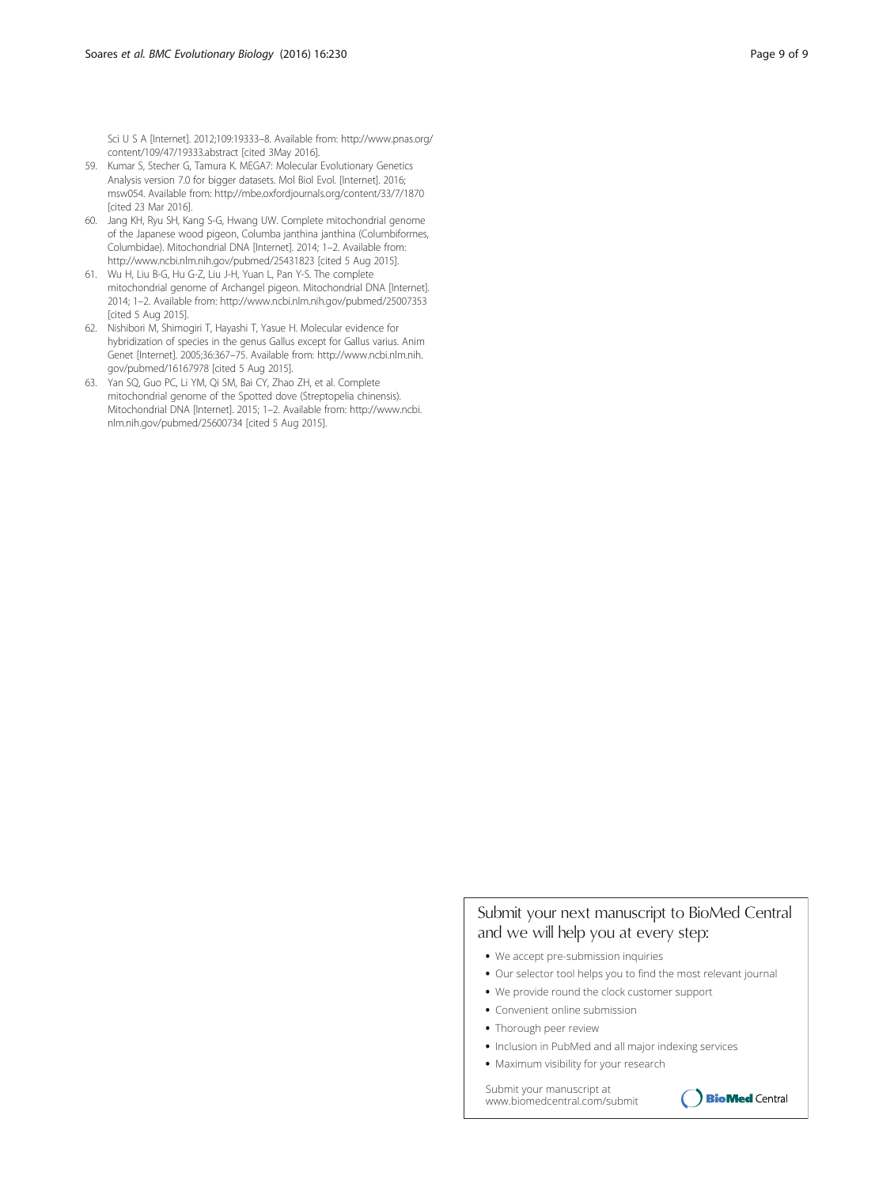Sci U S A [Internet]. 2012;109:19333–8. Available from: http://www.pnas.org/content/109/47/19333.abstract [cited 3May 2016].

59. Kumar S, Stecher G, Tamura K. MEGA7: Molecular Evolutionary Genetics Analysis version 7.0 for bigger datasets. Mol Biol Evol. [Internet]. 2016; msw054. Available from: http://mbe.oxfordjournals.org/content/33/7/1870 [cited 23 Mar 2016].
60. Jang KH, Ryu SH, Kang S-G, Hwang UW. Complete mitochondrial genome of the Japanese wood pigeon, Columba janthina janthina (Columbiformes, Columbidae). Mitochondrial DNA [Internet]. 2014; 1–2. Available from: http://www.ncbi.nlm.nih.gov/pubmed/25431823 [cited 5 Aug 2015].
61. Wu H, Liu B-G, Hu G-Z, Liu J-H, Yuan L, Pan Y-S. The complete mitochondrial genome of Archangel pigeon. Mitochondrial DNA [Internet]. 2014; 1–2. Available from: http://www.ncbi.nlm.nih.gov/pubmed/25007353 [cited 5 Aug 2015].
62. Nishibori M, Shimogiri T, Hayashi T, Yasue H. Molecular evidence for hybridization of species in the genus Gallus except for Gallus varius. Anim Genet [Internet]. 2005;36:367–75. Available from: http://www.ncbi.nlm.nih.gov/pubmed/16167978 [cited 5 Aug 2015].
63. Yan SQ, Guo PC, Li YM, Qi SM, Bai CY, Zhao ZH, et al. Complete mitochondrial genome of the Spotted dove (Streptopelia chinensis). Mitochondrial DNA [Internet]. 2015; 1–2. Available from: http://www.ncbi.nlm.nih.gov/pubmed/25600734 [cited 5 Aug 2015].

Submit your next manuscript to BioMed Central and we will help you at every step:

- We accept pre-submission inquiries
- Our selector tool helps you to find the most relevant journal
- We provide round the clock customer support
- Convenient online submission
- Thorough peer review
- Inclusion in PubMed and all major indexing services
- Maximum visibility for your research

Submit your manuscript at www.biomedcentral.com/submit

BioMed Central